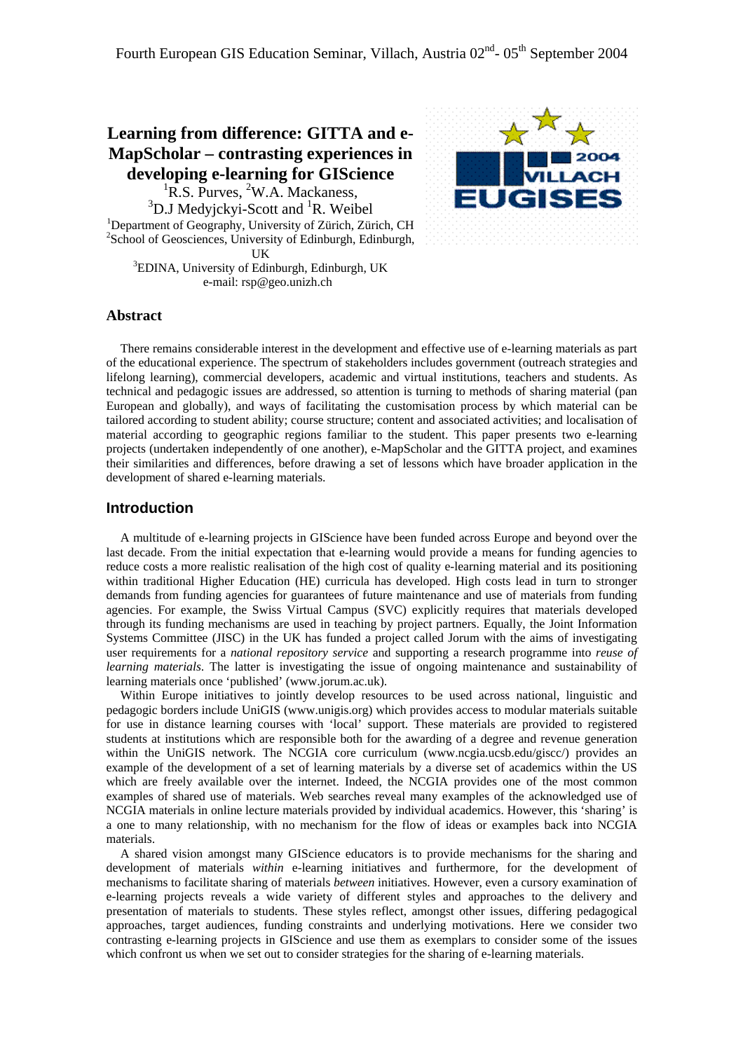# Learning from difference: GITTA and e-MapScholar – contrasting experiences in developing e-learning for GIScience

[1]R.S. Purves, [2]W.A. Mackaness,
[3]D.J Medyjckyi-Scott and [1]R. Weibel

[1]Department of Geography, University of Zürich, Zürich, CH
[2]School of Geosciences, University of Edinburgh, Edinburgh, UK
[3]EDINA, University of Edinburgh, Edinburgh, UK
e-mail: rsp@geo.unizh.ch

## Abstract

There remains considerable interest in the development and effective use of e-learning materials as part of the educational experience. The spectrum of stakeholders includes government (outreach strategies and lifelong learning), commercial developers, academic and virtual institutions, teachers and students. As technical and pedagogic issues are addressed, so attention is turning to methods of sharing material (pan European and globally), and ways of facilitating the customisation process by which material can be tailored according to student ability; course structure; content and associated activities; and localisation of material according to geographic regions familiar to the student. This paper presents two e-learning projects (undertaken independently of one another), e-MapScholar and the GITTA project, and examines their similarities and differences, before drawing a set of lessons which have broader application in the development of shared e-learning materials.

## Introduction

A multitude of e-learning projects in GIScience have been funded across Europe and beyond over the last decade. From the initial expectation that e-learning would provide a means for funding agencies to reduce costs a more realistic realisation of the high cost of quality e-learning material and its positioning within traditional Higher Education (HE) curricula has developed. High costs lead in turn to stronger demands from funding agencies for guarantees of future maintenance and use of materials from funding agencies. For example, the Swiss Virtual Campus (SVC) explicitly requires that materials developed through its funding mechanisms are used in teaching by project partners. Equally, the Joint Information Systems Committee (JISC) in the UK has funded a project called Jorum with the aims of investigating user requirements for a *national repository service* and supporting a research programme into *reuse of learning materials*. The latter is investigating the issue of ongoing maintenance and sustainability of learning materials once 'published' (www.jorum.ac.uk).

Within Europe initiatives to jointly develop resources to be used across national, linguistic and pedagogic borders include UniGIS (www.unigis.org) which provides access to modular materials suitable for use in distance learning courses with 'local' support. These materials are provided to registered students at institutions which are responsible both for the awarding of a degree and revenue generation within the UniGIS network. The NCGIA core curriculum (www.ncgia.ucsb.edu/giscc/) provides an example of the development of a set of learning materials by a diverse set of academics within the US which are freely available over the internet. Indeed, the NCGIA provides one of the most common examples of shared use of materials. Web searches reveal many examples of the acknowledged use of NCGIA materials in online lecture materials provided by individual academics. However, this 'sharing' is a one to many relationship, with no mechanism for the flow of ideas or examples back into NCGIA materials.

A shared vision amongst many GIScience educators is to provide mechanisms for the sharing and development of materials *within* e-learning initiatives and furthermore, for the development of mechanisms to facilitate sharing of materials *between* initiatives. However, even a cursory examination of e-learning projects reveals a wide variety of different styles and approaches to the delivery and presentation of materials to students. These styles reflect, amongst other issues, differing pedagogical approaches, target audiences, funding constraints and underlying motivations. Here we consider two contrasting e-learning projects in GIScience and use them as exemplars to consider some of the issues which confront us when we set out to consider strategies for the sharing of e-learning materials.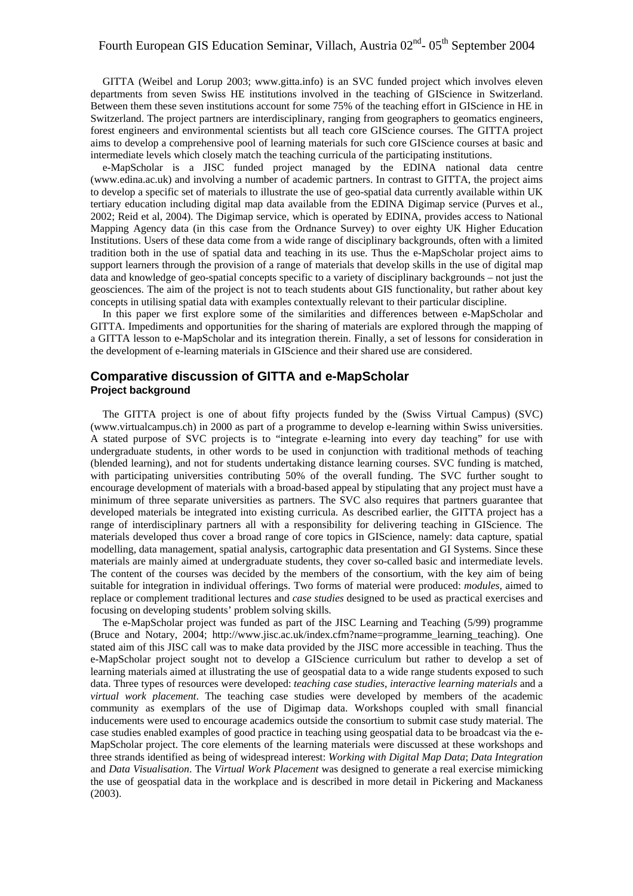GITTA (Weibel and Lorup 2003; www.gitta.info) is an SVC funded project which involves eleven departments from seven Swiss HE institutions involved in the teaching of GIScience in Switzerland. Between them these seven institutions account for some 75% of the teaching effort in GIScience in HE in Switzerland. The project partners are interdisciplinary, ranging from geographers to geomatics engineers, forest engineers and environmental scientists but all teach core GIScience courses. The GITTA project aims to develop a comprehensive pool of learning materials for such core GIScience courses at basic and intermediate levels which closely match the teaching curricula of the participating institutions.

e-MapScholar is a JISC funded project managed by the EDINA national data centre (www.edina.ac.uk) and involving a number of academic partners. In contrast to GITTA, the project aims to develop a specific set of materials to illustrate the use of geo-spatial data currently available within UK tertiary education including digital map data available from the EDINA Digimap service (Purves et al., 2002; Reid et al, 2004). The Digimap service, which is operated by EDINA, provides access to National Mapping Agency data (in this case from the Ordnance Survey) to over eighty UK Higher Education Institutions. Users of these data come from a wide range of disciplinary backgrounds, often with a limited tradition both in the use of spatial data and teaching in its use. Thus the e-MapScholar project aims to support learners through the provision of a range of materials that develop skills in the use of digital map data and knowledge of geo-spatial concepts specific to a variety of disciplinary backgrounds – not just the geosciences. The aim of the project is not to teach students about GIS functionality, but rather about key concepts in utilising spatial data with examples contextually relevant to their particular discipline.

In this paper we first explore some of the similarities and differences between e-MapScholar and GITTA. Impediments and opportunities for the sharing of materials are explored through the mapping of a GITTA lesson to e-MapScholar and its integration therein. Finally, a set of lessons for consideration in the development of e-learning materials in GIScience and their shared use are considered.

## Comparative discussion of GITTA and e-MapScholar

### Project background

The GITTA project is one of about fifty projects funded by the (Swiss Virtual Campus) (SVC) (www.virtualcampus.ch) in 2000 as part of a programme to develop e-learning within Swiss universities. A stated purpose of SVC projects is to "integrate e-learning into every day teaching" for use with undergraduate students, in other words to be used in conjunction with traditional methods of teaching (blended learning), and not for students undertaking distance learning courses. SVC funding is matched, with participating universities contributing 50% of the overall funding. The SVC further sought to encourage development of materials with a broad-based appeal by stipulating that any project must have a minimum of three separate universities as partners. The SVC also requires that partners guarantee that developed materials be integrated into existing curricula. As described earlier, the GITTA project has a range of interdisciplinary partners all with a responsibility for delivering teaching in GIScience. The materials developed thus cover a broad range of core topics in GIScience, namely: data capture, spatial modelling, data management, spatial analysis, cartographic data presentation and GI Systems. Since these materials are mainly aimed at undergraduate students, they cover so-called basic and intermediate levels. The content of the courses was decided by the members of the consortium, with the key aim of being suitable for integration in individual offerings. Two forms of material were produced: *modules*, aimed to replace or complement traditional lectures and *case studies* designed to be used as practical exercises and focusing on developing students' problem solving skills.

The e-MapScholar project was funded as part of the JISC Learning and Teaching (5/99) programme (Bruce and Notary, 2004; http://www.jisc.ac.uk/index.cfm?name=programme_learning_teaching). One stated aim of this JISC call was to make data provided by the JISC more accessible in teaching. Thus the e-MapScholar project sought not to develop a GIScience curriculum but rather to develop a set of learning materials aimed at illustrating the use of geospatial data to a wide range students exposed to such data. Three types of resources were developed: *teaching case studies*, *interactive learning materials* and a *virtual work placement*. The teaching case studies were developed by members of the academic community as exemplars of the use of Digimap data. Workshops coupled with small financial inducements were used to encourage academics outside the consortium to submit case study material. The case studies enabled examples of good practice in teaching using geospatial data to be broadcast via the e-MapScholar project. The core elements of the learning materials were discussed at these workshops and three strands identified as being of widespread interest: *Working with Digital Map Data*; *Data Integration* and *Data Visualisation*. The *Virtual Work Placement* was designed to generate a real exercise mimicking the use of geospatial data in the workplace and is described in more detail in Pickering and Mackaness (2003).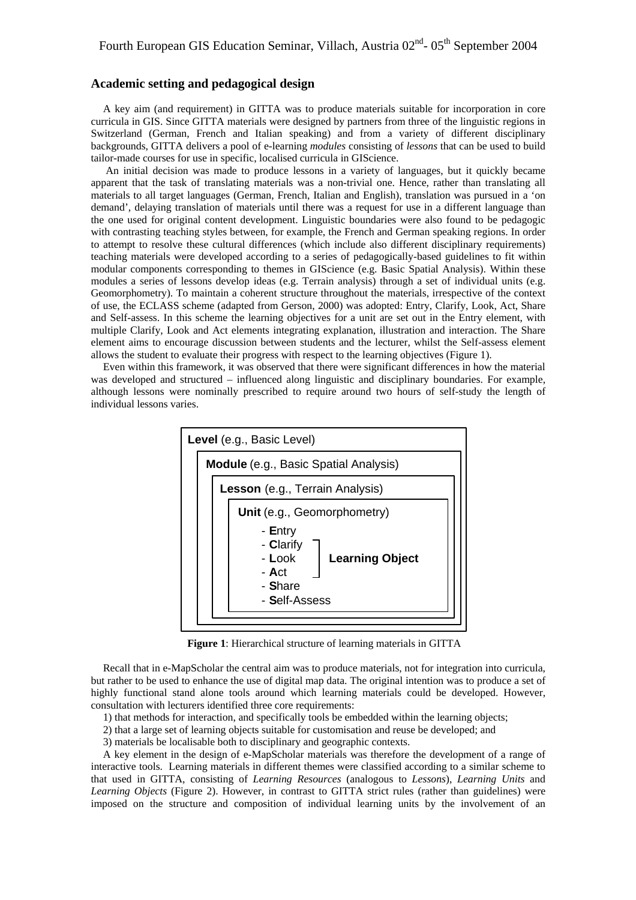## Academic setting and pedagogical design

A key aim (and requirement) in GITTA was to produce materials suitable for incorporation in core curricula in GIS. Since GITTA materials were designed by partners from three of the linguistic regions in Switzerland (German, French and Italian speaking) and from a variety of different disciplinary backgrounds, GITTA delivers a pool of e-learning *modules* consisting of *lessons* that can be used to build tailor-made courses for use in specific, localised curricula in GIScience.

An initial decision was made to produce lessons in a variety of languages, but it quickly became apparent that the task of translating materials was a non-trivial one. Hence, rather than translating all materials to all target languages (German, French, Italian and English), translation was pursued in a 'on demand', delaying translation of materials until there was a request for use in a different language than the one used for original content development. Linguistic boundaries were also found to be pedagogic with contrasting teaching styles between, for example, the French and German speaking regions. In order to attempt to resolve these cultural differences (which include also different disciplinary requirements) teaching materials were developed according to a series of pedagogically-based guidelines to fit within modular components corresponding to themes in GIScience (e.g. Basic Spatial Analysis). Within these modules a series of lessons develop ideas (e.g. Terrain analysis) through a set of individual units (e.g. Geomorphometry). To maintain a coherent structure throughout the materials, irrespective of the context of use, the ECLASS scheme (adapted from Gerson, 2000) was adopted: Entry, Clarify, Look, Act, Share and Self-assess. In this scheme the learning objectives for a unit are set out in the Entry element, with multiple Clarify, Look and Act elements integrating explanation, illustration and interaction. The Share element aims to encourage discussion between students and the lecturer, whilst the Self-assess element allows the student to evaluate their progress with respect to the learning objectives (Figure 1).

Even within this framework, it was observed that there were significant differences in how the material was developed and structured – influenced along linguistic and disciplinary boundaries. For example, although lessons were nominally prescribed to require around two hours of self-study the length of individual lessons varies.

**Level** (e.g., Basic Level)

**Module** (e.g., Basic Spatial Analysis)

**Lesson** (e.g., Terrain Analysis)

**Unit** (e.g., Geomorphometry)

- **E**ntry
- **C**larify
- **L**ook
- **A**ct
- **S**hare
- **S**elf-Assess

**Learning Object**

**Figure 1**: Hierarchical structure of learning materials in GITTA

Recall that in e-MapScholar the central aim was to produce materials, not for integration into curricula, but rather to be used to enhance the use of digital map data. The original intention was to produce a set of highly functional stand alone tools around which learning materials could be developed. However, consultation with lecturers identified three core requirements:

1) that methods for interaction, and specifically tools be embedded within the learning objects;

2) that a large set of learning objects suitable for customisation and reuse be developed; and

3) materials be localisable both to disciplinary and geographic contexts.

A key element in the design of e-MapScholar materials was therefore the development of a range of interactive tools. Learning materials in different themes were classified according to a similar scheme to that used in GITTA, consisting of *Learning Resources* (analogous to *Lessons*), *Learning Units* and *Learning Objects* (Figure 2). However, in contrast to GITTA strict rules (rather than guidelines) were imposed on the structure and composition of individual learning units by the involvement of an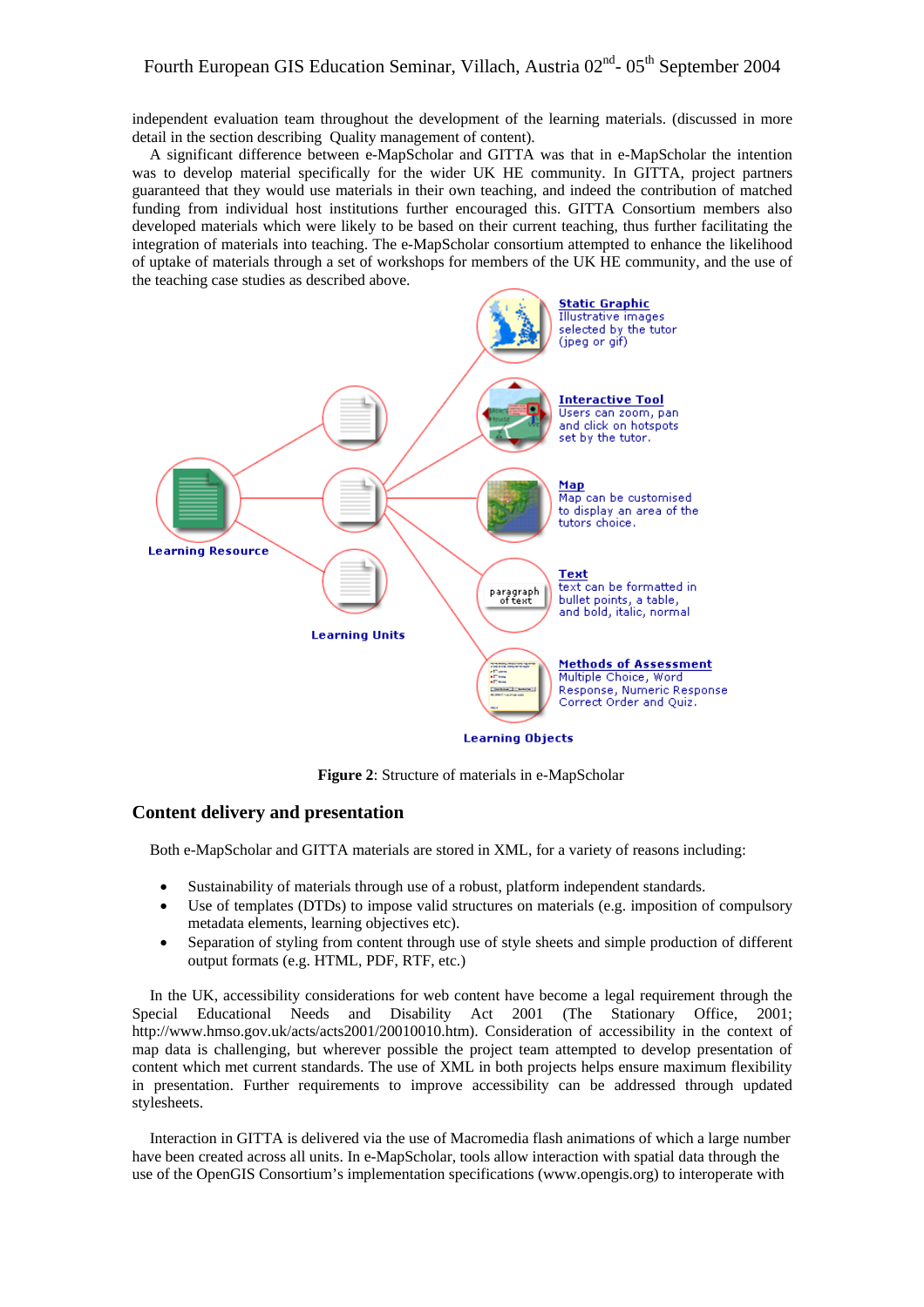independent evaluation team throughout the development of the learning materials. (discussed in more detail in the section describing Quality management of content).

A significant difference between e-MapScholar and GITTA was that in e-MapScholar the intention was to develop material specifically for the wider UK HE community. In GITTA, project partners guaranteed that they would use materials in their own teaching, and indeed the contribution of matched funding from individual host institutions further encouraged this. GITTA Consortium members also developed materials which were likely to be based on their current teaching, thus further facilitating the integration of materials into teaching. The e-MapScholar consortium attempted to enhance the likelihood of uptake of materials through a set of workshops for members of the UK HE community, and the use of the teaching case studies as described above.

Static Graphic
Illustrative images selected by the tutor (jpeg or gif)

Interactive Tool
Users can zoom, pan and click on hotspots set by the tutor.

Map
Map can be customised to display an area of the tutors choice.

Text
text can be formatted in bullet points, a table, and bold, italic, normal

paragraph of text

Methods of Assessment
Multiple Choice, Word Response, Numeric Response Correct Order and Quiz.

Learning Resource

Learning Units

Learning Objects

**Figure 2**: Structure of materials in e-MapScholar

## Content delivery and presentation

Both e-MapScholar and GITTA materials are stored in XML, for a variety of reasons including:

- Sustainability of materials through use of a robust, platform independent standards.
- Use of templates (DTDs) to impose valid structures on materials (e.g. imposition of compulsory metadata elements, learning objectives etc).
- Separation of styling from content through use of style sheets and simple production of different output formats (e.g. HTML, PDF, RTF, etc.)

In the UK, accessibility considerations for web content have become a legal requirement through the Special Educational Needs and Disability Act 2001 (The Stationary Office, 2001; http://www.hmso.gov.uk/acts/acts2001/20010010.htm). Consideration of accessibility in the context of map data is challenging, but wherever possible the project team attempted to develop presentation of content which met current standards. The use of XML in both projects helps ensure maximum flexibility in presentation. Further requirements to improve accessibility can be addressed through updated stylesheets.

Interaction in GITTA is delivered via the use of Macromedia flash animations of which a large number have been created across all units. In e-MapScholar, tools allow interaction with spatial data through the use of the OpenGIS Consortium's implementation specifications (www.opengis.org) to interoperate with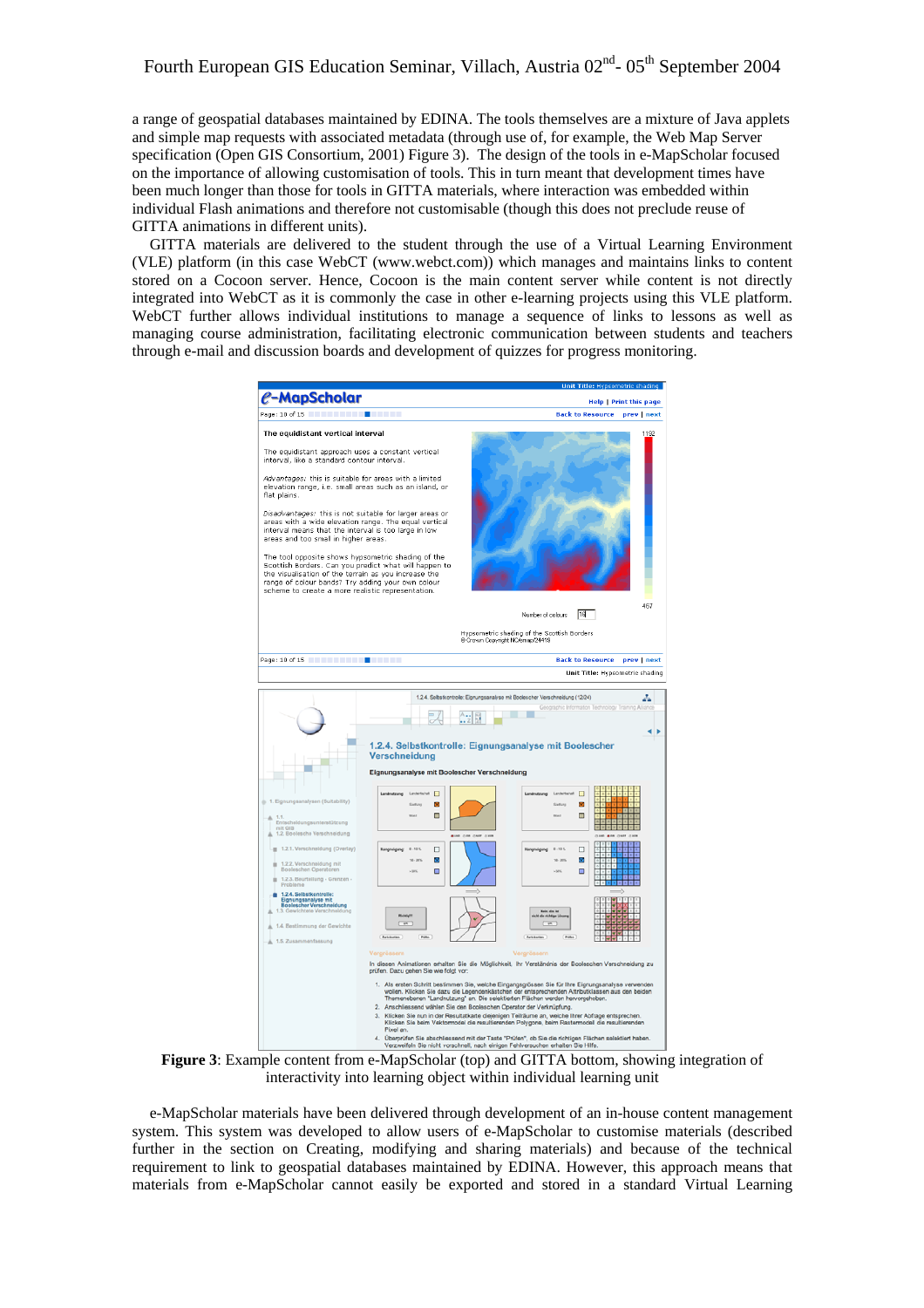a range of geospatial databases maintained by EDINA. The tools themselves are a mixture of Java applets and simple map requests with associated metadata (through use of, for example, the Web Map Server specification (Open GIS Consortium, 2001) Figure 3). The design of the tools in e-MapScholar focused on the importance of allowing customisation of tools. This in turn meant that development times have been much longer than those for tools in GITTA materials, where interaction was embedded within individual Flash animations and therefore not customisable (though this does not preclude reuse of GITTA animations in different units).

GITTA materials are delivered to the student through the use of a Virtual Learning Environment (VLE) platform (in this case WebCT (www.webct.com)) which manages and maintains links to content stored on a Cocoon server. Hence, Cocoon is the main content server while content is not directly integrated into WebCT as it is commonly the case in other e-learning projects using this VLE platform. WebCT further allows individual institutions to manage a sequence of links to lessons as well as managing course administration, facilitating electronic communication between students and teachers through e-mail and discussion boards and development of quizzes for progress monitoring.

**Figure 3**: Example content from e-MapScholar (top) and GITTA bottom, showing integration of interactivity into learning object within individual learning unit

e-MapScholar materials have been delivered through development of an in-house content management system. This system was developed to allow users of e-MapScholar to customise materials (described further in the section on Creating, modifying and sharing materials) and because of the technical requirement to link to geospatial databases maintained by EDINA. However, this approach means that materials from e-MapScholar cannot easily be exported and stored in a standard Virtual Learning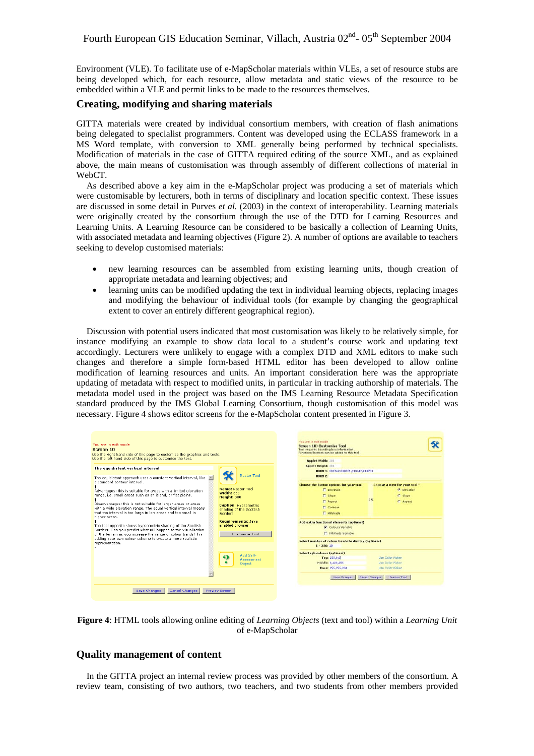Environment (VLE). To facilitate use of e-MapScholar materials within VLEs, a set of resource stubs are being developed which, for each resource, allow metadata and static views of the resource to be embedded within a VLE and permit links to be made to the resources themselves.

## Creating, modifying and sharing materials

GITTA materials were created by individual consortium members, with creation of flash animations being delegated to specialist programmers. Content was developed using the ECLASS framework in a MS Word template, with conversion to XML generally being performed by technical specialists. Modification of materials in the case of GITTA required editing of the source XML, and as explained above, the main means of customisation was through assembly of different collections of material in WebCT.

As described above a key aim in the e-MapScholar project was producing a set of materials which were customisable by lecturers, both in terms of disciplinary and location specific context. These issues are discussed in some detail in Purves *et al.* (2003) in the context of interoperability. Learning materials were originally created by the consortium through the use of the DTD for Learning Resources and Learning Units. A Learning Resource can be considered to be basically a collection of Learning Units, with associated metadata and learning objectives (Figure 2). A number of options are available to teachers seeking to develop customised materials:

- new learning resources can be assembled from existing learning units, though creation of appropriate metadata and learning objectives; and
- learning units can be modified updating the text in individual learning objects, replacing images and modifying the behaviour of individual tools (for example by changing the geographical extent to cover an entirely different geographical region).

Discussion with potential users indicated that most customisation was likely to be relatively simple, for instance modifying an example to show data local to a student's course work and updating text accordingly. Lecturers were unlikely to engage with a complex DTD and XML editors to make such changes and therefore a simple form-based HTML editor has been developed to allow online modification of learning resources and units. An important consideration here was the appropriate updating of metadata with respect to modified units, in particular in tracking authorship of materials. The metadata model used in the project was based on the IMS Learning Resource Metadata Specification standard produced by the IMS Global Learning Consortium, though customisation of this model was necessary. Figure 4 shows editor screens for the e-MapScholar content presented in Figure 3.

**Figure 4**: HTML tools allowing online editing of *Learning Objects* (text and tool) within a *Learning Unit* of e-MapScholar

## Quality management of content

In the GITTA project an internal review process was provided by other members of the consortium. A review team, consisting of two authors, two teachers, and two students from other members provided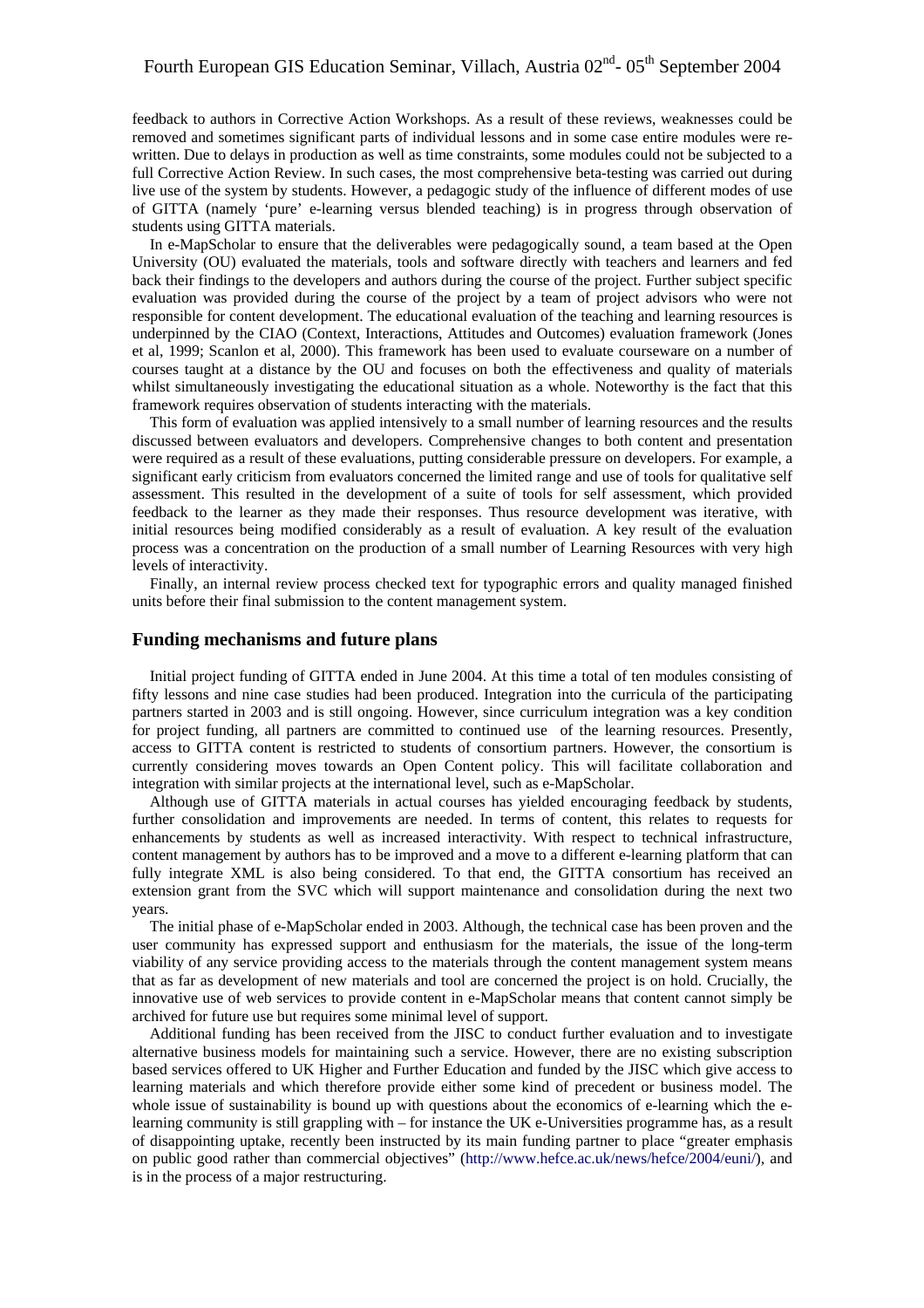feedback to authors in Corrective Action Workshops. As a result of these reviews, weaknesses could be removed and sometimes significant parts of individual lessons and in some case entire modules were re-written. Due to delays in production as well as time constraints, some modules could not be subjected to a full Corrective Action Review. In such cases, the most comprehensive beta-testing was carried out during live use of the system by students. However, a pedagogic study of the influence of different modes of use of GITTA (namely 'pure' e-learning versus blended teaching) is in progress through observation of students using GITTA materials.

In e-MapScholar to ensure that the deliverables were pedagogically sound, a team based at the Open University (OU) evaluated the materials, tools and software directly with teachers and learners and fed back their findings to the developers and authors during the course of the project. Further subject specific evaluation was provided during the course of the project by a team of project advisors who were not responsible for content development. The educational evaluation of the teaching and learning resources is underpinned by the CIAO (Context, Interactions, Attitudes and Outcomes) evaluation framework (Jones et al, 1999; Scanlon et al, 2000). This framework has been used to evaluate courseware on a number of courses taught at a distance by the OU and focuses on both the effectiveness and quality of materials whilst simultaneously investigating the educational situation as a whole. Noteworthy is the fact that this framework requires observation of students interacting with the materials.

This form of evaluation was applied intensively to a small number of learning resources and the results discussed between evaluators and developers. Comprehensive changes to both content and presentation were required as a result of these evaluations, putting considerable pressure on developers. For example, a significant early criticism from evaluators concerned the limited range and use of tools for qualitative self assessment. This resulted in the development of a suite of tools for self assessment, which provided feedback to the learner as they made their responses. Thus resource development was iterative, with initial resources being modified considerably as a result of evaluation. A key result of the evaluation process was a concentration on the production of a small number of Learning Resources with very high levels of interactivity.

Finally, an internal review process checked text for typographic errors and quality managed finished units before their final submission to the content management system.

## Funding mechanisms and future plans

Initial project funding of GITTA ended in June 2004. At this time a total of ten modules consisting of fifty lessons and nine case studies had been produced. Integration into the curricula of the participating partners started in 2003 and is still ongoing. However, since curriculum integration was a key condition for project funding, all partners are committed to continued use of the learning resources. Presently, access to GITTA content is restricted to students of consortium partners. However, the consortium is currently considering moves towards an Open Content policy. This will facilitate collaboration and integration with similar projects at the international level, such as e-MapScholar.

Although use of GITTA materials in actual courses has yielded encouraging feedback by students, further consolidation and improvements are needed. In terms of content, this relates to requests for enhancements by students as well as increased interactivity. With respect to technical infrastructure, content management by authors has to be improved and a move to a different e-learning platform that can fully integrate XML is also being considered. To that end, the GITTA consortium has received an extension grant from the SVC which will support maintenance and consolidation during the next two years.

The initial phase of e-MapScholar ended in 2003. Although, the technical case has been proven and the user community has expressed support and enthusiasm for the materials, the issue of the long-term viability of any service providing access to the materials through the content management system means that as far as development of new materials and tool are concerned the project is on hold. Crucially, the innovative use of web services to provide content in e-MapScholar means that content cannot simply be archived for future use but requires some minimal level of support.

Additional funding has been received from the JISC to conduct further evaluation and to investigate alternative business models for maintaining such a service. However, there are no existing subscription based services offered to UK Higher and Further Education and funded by the JISC which give access to learning materials and which therefore provide either some kind of precedent or business model. The whole issue of sustainability is bound up with questions about the economics of e-learning which the e-learning community is still grappling with – for instance the UK e-Universities programme has, as a result of disappointing uptake, recently been instructed by its main funding partner to place "greater emphasis on public good rather than commercial objectives" (http://www.hefce.ac.uk/news/hefce/2004/euni/), and is in the process of a major restructuring.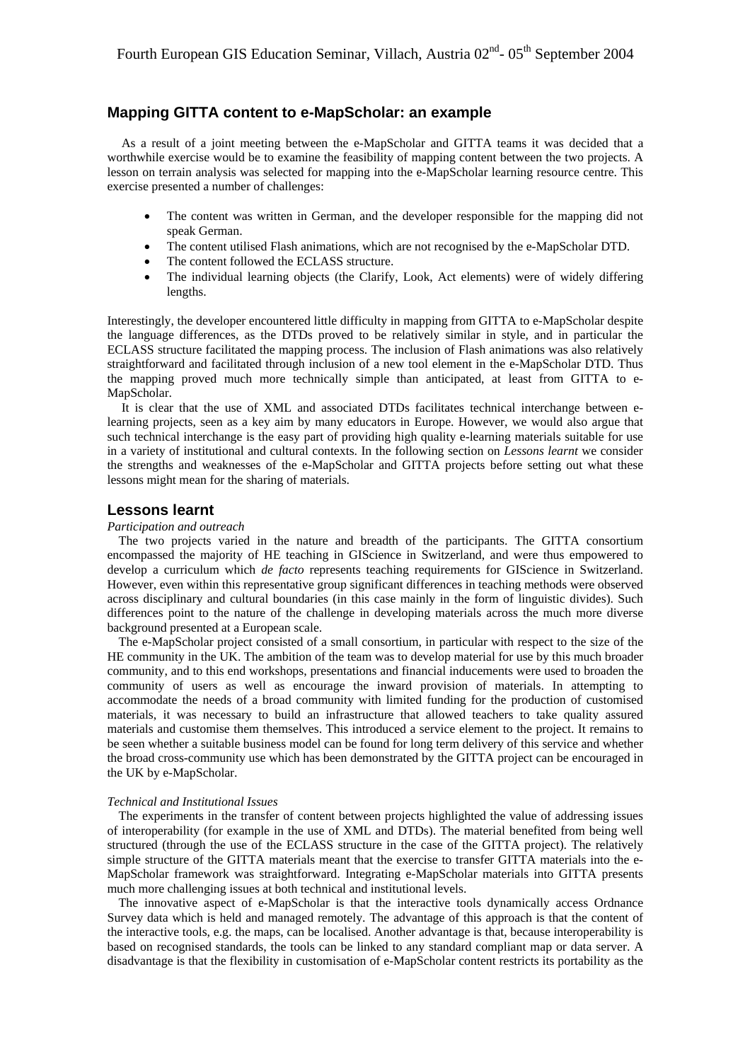## Mapping GITTA content to e-MapScholar: an example

As a result of a joint meeting between the e-MapScholar and GITTA teams it was decided that a worthwhile exercise would be to examine the feasibility of mapping content between the two projects. A lesson on terrain analysis was selected for mapping into the e-MapScholar learning resource centre. This exercise presented a number of challenges:

- The content was written in German, and the developer responsible for the mapping did not speak German.
- The content utilised Flash animations, which are not recognised by the e-MapScholar DTD.
- The content followed the ECLASS structure.
- The individual learning objects (the Clarify, Look, Act elements) were of widely differing lengths.

Interestingly, the developer encountered little difficulty in mapping from GITTA to e-MapScholar despite the language differences, as the DTDs proved to be relatively similar in style, and in particular the ECLASS structure facilitated the mapping process. The inclusion of Flash animations was also relatively straightforward and facilitated through inclusion of a new tool element in the e-MapScholar DTD. Thus the mapping proved much more technically simple than anticipated, at least from GITTA to e-MapScholar.

It is clear that the use of XML and associated DTDs facilitates technical interchange between e-learning projects, seen as a key aim by many educators in Europe. However, we would also argue that such technical interchange is the easy part of providing high quality e-learning materials suitable for use in a variety of institutional and cultural contexts. In the following section on *Lessons learnt* we consider the strengths and weaknesses of the e-MapScholar and GITTA projects before setting out what these lessons might mean for the sharing of materials.

## Lessons learnt

*Participation and outreach*

The two projects varied in the nature and breadth of the participants. The GITTA consortium encompassed the majority of HE teaching in GIScience in Switzerland, and were thus empowered to develop a curriculum which *de facto* represents teaching requirements for GIScience in Switzerland. However, even within this representative group significant differences in teaching methods were observed across disciplinary and cultural boundaries (in this case mainly in the form of linguistic divides). Such differences point to the nature of the challenge in developing materials across the much more diverse background presented at a European scale.

The e-MapScholar project consisted of a small consortium, in particular with respect to the size of the HE community in the UK. The ambition of the team was to develop material for use by this much broader community, and to this end workshops, presentations and financial inducements were used to broaden the community of users as well as encourage the inward provision of materials. In attempting to accommodate the needs of a broad community with limited funding for the production of customised materials, it was necessary to build an infrastructure that allowed teachers to take quality assured materials and customise them themselves. This introduced a service element to the project. It remains to be seen whether a suitable business model can be found for long term delivery of this service and whether the broad cross-community use which has been demonstrated by the GITTA project can be encouraged in the UK by e-MapScholar.

*Technical and Institutional Issues*

The experiments in the transfer of content between projects highlighted the value of addressing issues of interoperability (for example in the use of XML and DTDs). The material benefited from being well structured (through the use of the ECLASS structure in the case of the GITTA project). The relatively simple structure of the GITTA materials meant that the exercise to transfer GITTA materials into the e-MapScholar framework was straightforward. Integrating e-MapScholar materials into GITTA presents much more challenging issues at both technical and institutional levels.

The innovative aspect of e-MapScholar is that the interactive tools dynamically access Ordnance Survey data which is held and managed remotely. The advantage of this approach is that the content of the interactive tools, e.g. the maps, can be localised. Another advantage is that, because interoperability is based on recognised standards, the tools can be linked to any standard compliant map or data server. A disadvantage is that the flexibility in customisation of e-MapScholar content restricts its portability as the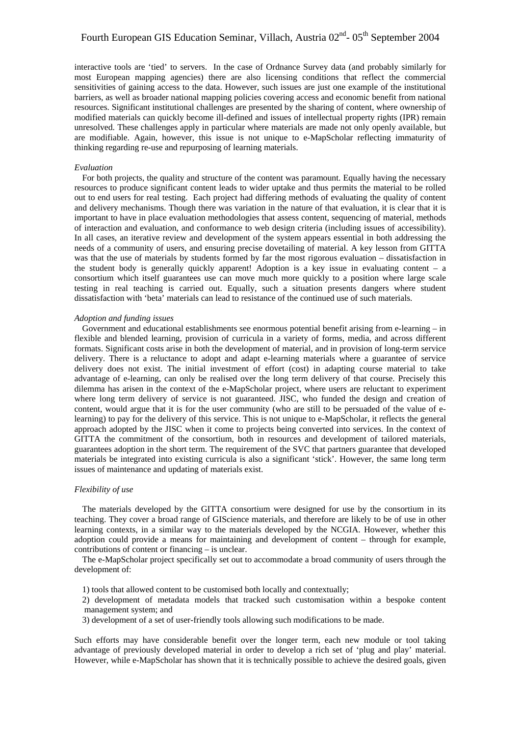interactive tools are 'tied' to servers. In the case of Ordnance Survey data (and probably similarly for most European mapping agencies) there are also licensing conditions that reflect the commercial sensitivities of gaining access to the data. However, such issues are just one example of the institutional barriers, as well as broader national mapping policies covering access and economic benefit from national resources. Significant institutional challenges are presented by the sharing of content, where ownership of modified materials can quickly become ill-defined and issues of intellectual property rights (IPR) remain unresolved. These challenges apply in particular where materials are made not only openly available, but are modifiable. Again, however, this issue is not unique to e-MapScholar reflecting immaturity of thinking regarding re-use and repurposing of learning materials.

*Evaluation*

For both projects, the quality and structure of the content was paramount. Equally having the necessary resources to produce significant content leads to wider uptake and thus permits the material to be rolled out to end users for real testing. Each project had differing methods of evaluating the quality of content and delivery mechanisms. Though there was variation in the nature of that evaluation, it is clear that it is important to have in place evaluation methodologies that assess content, sequencing of material, methods of interaction and evaluation, and conformance to web design criteria (including issues of accessibility). In all cases, an iterative review and development of the system appears essential in both addressing the needs of a community of users, and ensuring precise dovetailing of material. A key lesson from GITTA was that the use of materials by students formed by far the most rigorous evaluation – dissatisfaction in the student body is generally quickly apparent! Adoption is a key issue in evaluating content – a consortium which itself guarantees use can move much more quickly to a position where large scale testing in real teaching is carried out. Equally, such a situation presents dangers where student dissatisfaction with 'beta' materials can lead to resistance of the continued use of such materials.

*Adoption and funding issues*

Government and educational establishments see enormous potential benefit arising from e-learning – in flexible and blended learning, provision of curricula in a variety of forms, media, and across different formats. Significant costs arise in both the development of material, and in provision of long-term service delivery. There is a reluctance to adopt and adapt e-learning materials where a guarantee of service delivery does not exist. The initial investment of effort (cost) in adapting course material to take advantage of e-learning, can only be realised over the long term delivery of that course. Precisely this dilemma has arisen in the context of the e-MapScholar project, where users are reluctant to experiment where long term delivery of service is not guaranteed. JISC, who funded the design and creation of content, would argue that it is for the user community (who are still to be persuaded of the value of e-learning) to pay for the delivery of this service. This is not unique to e-MapScholar, it reflects the general approach adopted by the JISC when it come to projects being converted into services. In the context of GITTA the commitment of the consortium, both in resources and development of tailored materials, guarantees adoption in the short term. The requirement of the SVC that partners guarantee that developed materials be integrated into existing curricula is also a significant 'stick'. However, the same long term issues of maintenance and updating of materials exist.

*Flexibility of use*

The materials developed by the GITTA consortium were designed for use by the consortium in its teaching. They cover a broad range of GIScience materials, and therefore are likely to be of use in other learning contexts, in a similar way to the materials developed by the NCGIA. However, whether this adoption could provide a means for maintaining and development of content – through for example, contributions of content or financing – is unclear.

The e-MapScholar project specifically set out to accommodate a broad community of users through the development of:

1) tools that allowed content to be customised both locally and contextually;
2) development of metadata models that tracked such customisation within a bespoke content management system; and
3) development of a set of user-friendly tools allowing such modifications to be made.

Such efforts may have considerable benefit over the longer term, each new module or tool taking advantage of previously developed material in order to develop a rich set of 'plug and play' material. However, while e-MapScholar has shown that it is technically possible to achieve the desired goals, given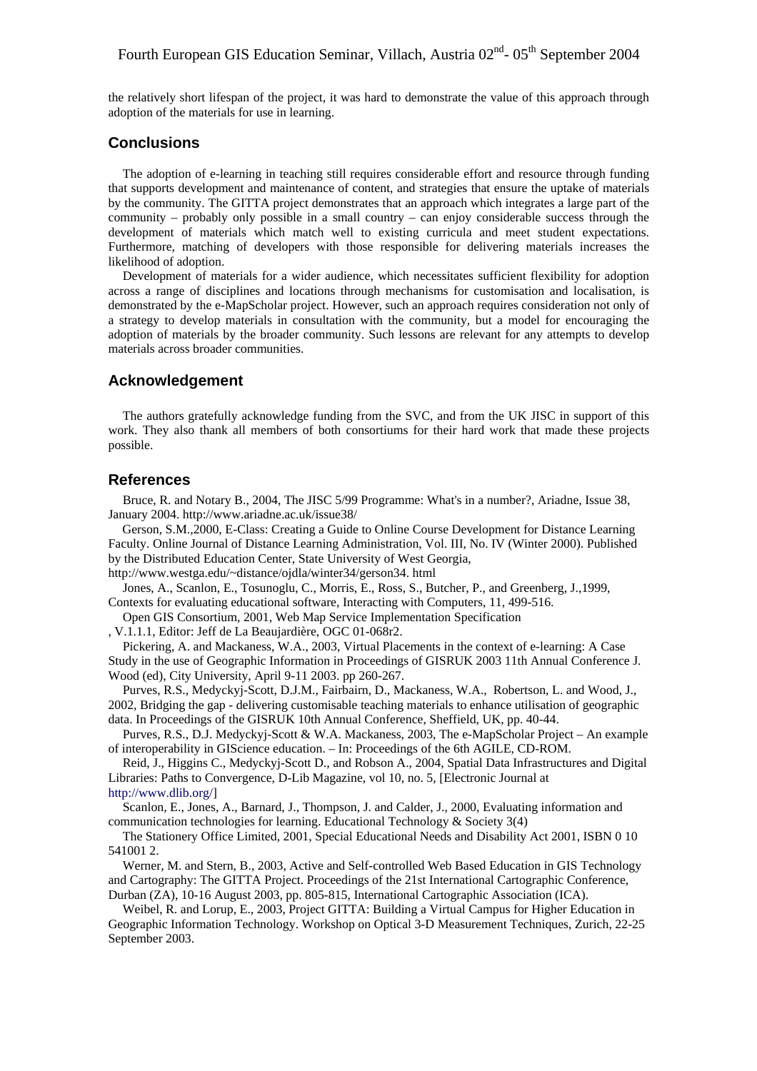the relatively short lifespan of the project, it was hard to demonstrate the value of this approach through adoption of the materials for use in learning.

## Conclusions

The adoption of e-learning in teaching still requires considerable effort and resource through funding that supports development and maintenance of content, and strategies that ensure the uptake of materials by the community. The GITTA project demonstrates that an approach which integrates a large part of the community – probably only possible in a small country – can enjoy considerable success through the development of materials which match well to existing curricula and meet student expectations. Furthermore, matching of developers with those responsible for delivering materials increases the likelihood of adoption.

Development of materials for a wider audience, which necessitates sufficient flexibility for adoption across a range of disciplines and locations through mechanisms for customisation and localisation, is demonstrated by the e-MapScholar project. However, such an approach requires consideration not only of a strategy to develop materials in consultation with the community, but a model for encouraging the adoption of materials by the broader community. Such lessons are relevant for any attempts to develop materials across broader communities.

## Acknowledgement

The authors gratefully acknowledge funding from the SVC, and from the UK JISC in support of this work. They also thank all members of both consortiums for their hard work that made these projects possible.

## References

Bruce, R. and Notary B., 2004, The JISC 5/99 Programme: What's in a number?, Ariadne, Issue 38, January 2004. http://www.ariadne.ac.uk/issue38/

Gerson, S.M.,2000, E-Class: Creating a Guide to Online Course Development for Distance Learning Faculty. Online Journal of Distance Learning Administration, Vol. III, No. IV (Winter 2000). Published by the Distributed Education Center, State University of West Georgia, http://www.westga.edu/~distance/ojdla/winter34/gerson34. html

Jones, A., Scanlon, E., Tosunoglu, C., Morris, E., Ross, S., Butcher, P., and Greenberg, J.,1999, Contexts for evaluating educational software, Interacting with Computers, 11, 499-516.

Open GIS Consortium, 2001, Web Map Service Implementation Specification
, V.1.1.1, Editor: Jeff de La Beaujardière, OGC 01-068r2.

Pickering, A. and Mackaness, W.A., 2003, Virtual Placements in the context of e-learning: A Case Study in the use of Geographic Information in Proceedings of GISRUK 2003 11th Annual Conference J. Wood (ed), City University, April 9-11 2003. pp 260-267.

Purves, R.S., Medyckyj-Scott, D.J.M., Fairbairn, D., Mackaness, W.A., Robertson, L. and Wood, J., 2002, Bridging the gap - delivering customisable teaching materials to enhance utilisation of geographic data. In Proceedings of the GISRUK 10th Annual Conference, Sheffield, UK, pp. 40-44.

Purves, R.S., D.J. Medyckyj-Scott & W.A. Mackaness, 2003, The e-MapScholar Project – An example of interoperability in GIScience education. – In: Proceedings of the 6th AGILE, CD-ROM.

Reid, J., Higgins C., Medyckyj-Scott D., and Robson A., 2004, Spatial Data Infrastructures and Digital Libraries: Paths to Convergence, D-Lib Magazine, vol 10, no. 5, [Electronic Journal at http://www.dlib.org/]

Scanlon, E., Jones, A., Barnard, J., Thompson, J. and Calder, J., 2000, Evaluating information and communication technologies for learning. Educational Technology & Society 3(4)

The Stationery Office Limited, 2001, Special Educational Needs and Disability Act 2001, ISBN 0 10 541001 2.

Werner, M. and Stern, B., 2003, Active and Self-controlled Web Based Education in GIS Technology and Cartography: The GITTA Project. Proceedings of the 21st International Cartographic Conference, Durban (ZA), 10-16 August 2003, pp. 805-815, International Cartographic Association (ICA).

Weibel, R. and Lorup, E., 2003, Project GITTA: Building a Virtual Campus for Higher Education in Geographic Information Technology. Workshop on Optical 3-D Measurement Techniques, Zurich, 22-25 September 2003.